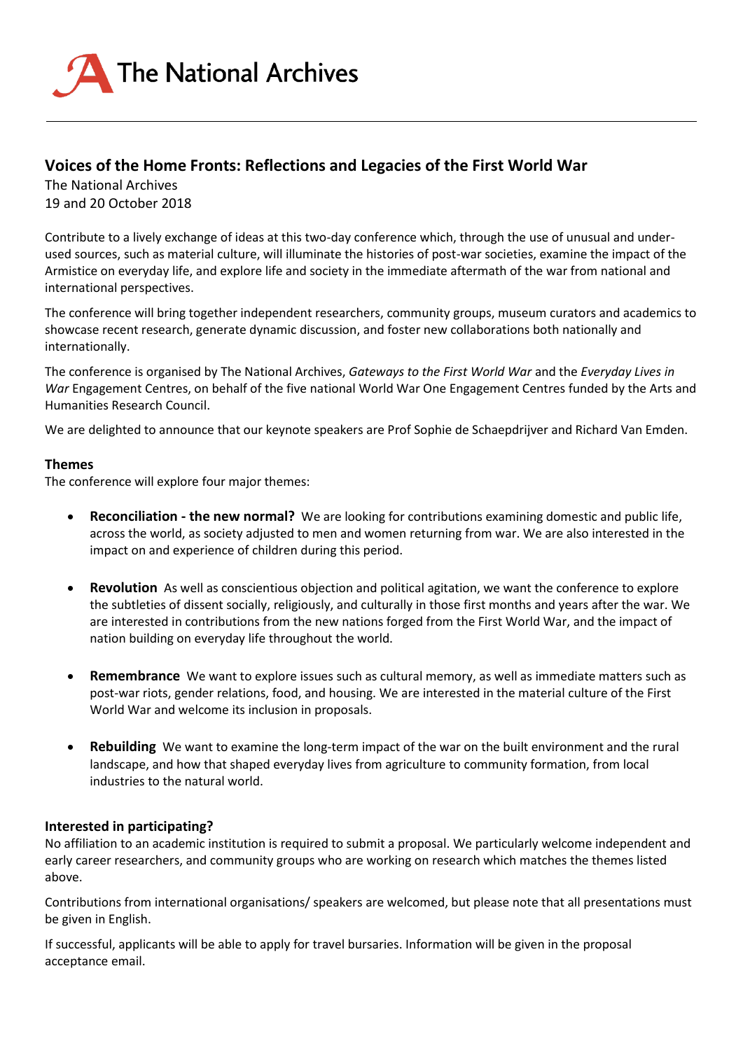The National Archives

## Voices of the Home Fronts: Reflections and Legacies of the First World War

The National Archives
19 and 20 October 2018

Contribute to a lively exchange of ideas at this two-day conference which, through the use of unusual and under-used sources, such as material culture, will illuminate the histories of post-war societies, examine the impact of the Armistice on everyday life, and explore life and society in the immediate aftermath of the war from national and international perspectives.

The conference will bring together independent researchers, community groups, museum curators and academics to showcase recent research, generate dynamic discussion, and foster new collaborations both nationally and internationally.

The conference is organised by The National Archives, *Gateways to the First World War* and the *Everyday Lives in War* Engagement Centres, on behalf of the five national World War One Engagement Centres funded by the Arts and Humanities Research Council.

We are delighted to announce that our keynote speakers are Prof Sophie de Schaepdrijver and Richard Van Emden.

### Themes

The conference will explore four major themes:

- **Reconciliation - the new normal?** We are looking for contributions examining domestic and public life, across the world, as society adjusted to men and women returning from war. We are also interested in the impact on and experience of children during this period.
- **Revolution** As well as conscientious objection and political agitation, we want the conference to explore the subtleties of dissent socially, religiously, and culturally in those first months and years after the war. We are interested in contributions from the new nations forged from the First World War, and the impact of nation building on everyday life throughout the world.
- **Remembrance** We want to explore issues such as cultural memory, as well as immediate matters such as post-war riots, gender relations, food, and housing. We are interested in the material culture of the First World War and welcome its inclusion in proposals.
- **Rebuilding** We want to examine the long-term impact of the war on the built environment and the rural landscape, and how that shaped everyday lives from agriculture to community formation, from local industries to the natural world.

### Interested in participating?

No affiliation to an academic institution is required to submit a proposal. We particularly welcome independent and early career researchers, and community groups who are working on research which matches the themes listed above.

Contributions from international organisations/ speakers are welcomed, but please note that all presentations must be given in English.

If successful, applicants will be able to apply for travel bursaries. Information will be given in the proposal acceptance email.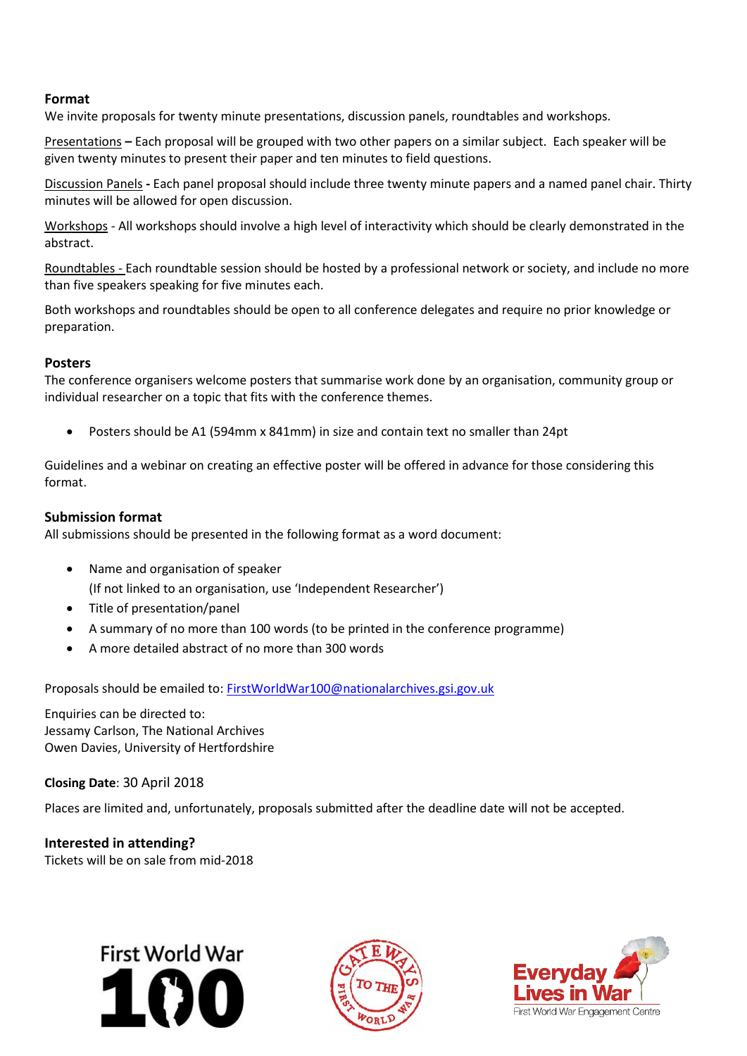## Format

We invite proposals for twenty minute presentations, discussion panels, roundtables and workshops.

Presentations – Each proposal will be grouped with two other papers on a similar subject. Each speaker will be given twenty minutes to present their paper and ten minutes to field questions.

Discussion Panels - Each panel proposal should include three twenty minute papers and a named panel chair. Thirty minutes will be allowed for open discussion.

Workshops - All workshops should involve a high level of interactivity which should be clearly demonstrated in the abstract.

Roundtables - Each roundtable session should be hosted by a professional network or society, and include no more than five speakers speaking for five minutes each.

Both workshops and roundtables should be open to all conference delegates and require no prior knowledge or preparation.

## Posters

The conference organisers welcome posters that summarise work done by an organisation, community group or individual researcher on a topic that fits with the conference themes.

- Posters should be A1 (594mm x 841mm) in size and contain text no smaller than 24pt

Guidelines and a webinar on creating an effective poster will be offered in advance for those considering this format.

## Submission format

All submissions should be presented in the following format as a word document:

- Name and organisation of speaker
  (If not linked to an organisation, use 'Independent Researcher')
- Title of presentation/panel
- A summary of no more than 100 words (to be printed in the conference programme)
- A more detailed abstract of no more than 300 words

Proposals should be emailed to: FirstWorldWar100@nationalarchives.gsi.gov.uk

Enquiries can be directed to:
Jessamy Carlson, The National Archives
Owen Davies, University of Hertfordshire

**Closing Date**: 30 April 2018

Places are limited and, unfortunately, proposals submitted after the deadline date will not be accepted.

## Interested in attending?

Tickets will be on sale from mid-2018